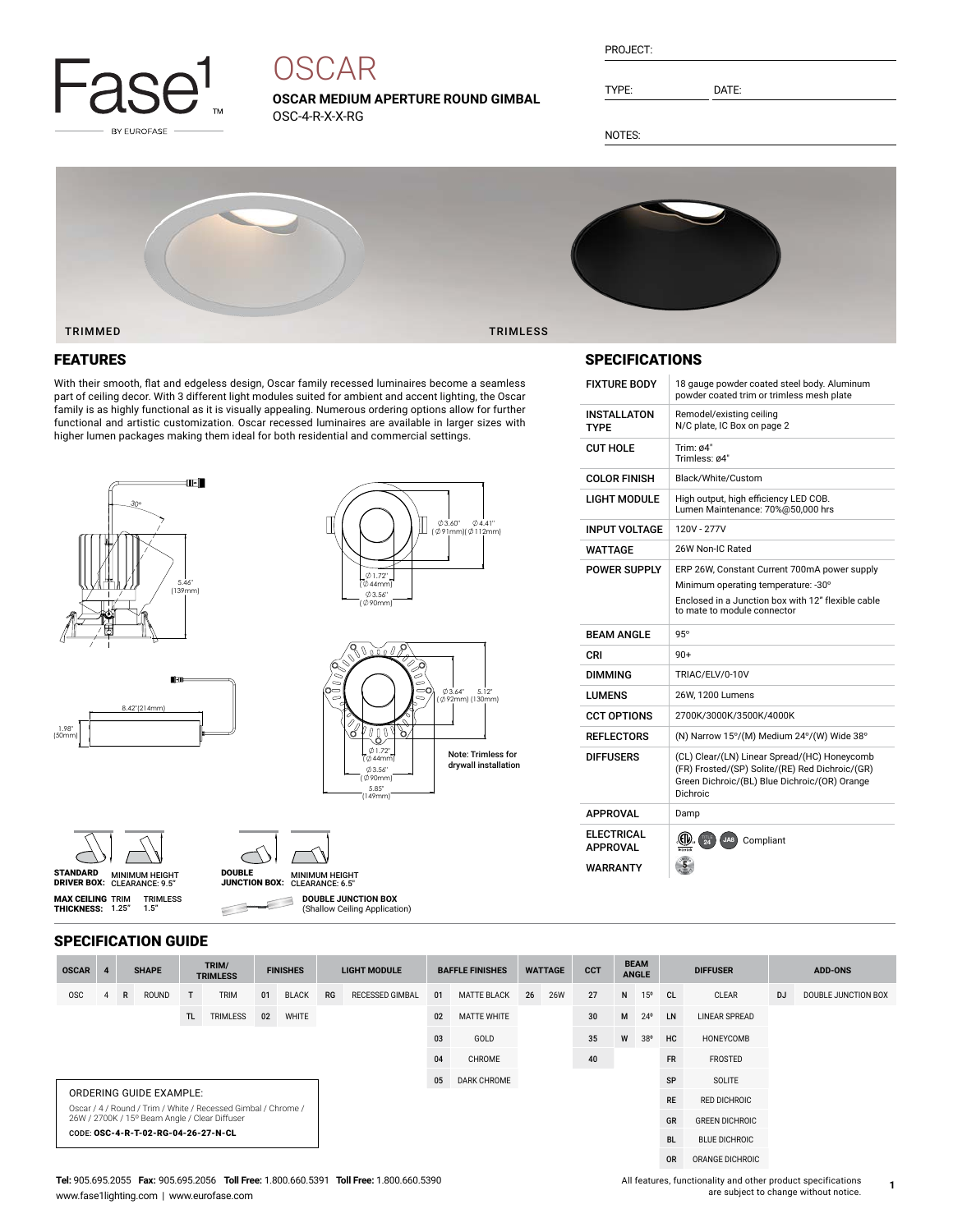Fase1 BY EUROFASE

# OSCAR

**OSCAR MEDIUM APERTURE ROUND GIMBAL**
OSC-4-R-X-X-RG

PROJECT:

TYPE: DATE:

NOTES:

TRIMMED TRIMLESS

## FEATURES

With their smooth, flat and edgeless design, Oscar family recessed luminaires become a seamless part of ceiling decor. With 3 different light modules suited for ambient and accent lighting, the Oscar family is as highly functional as it is visually appealing. Numerous ordering options allow for further functional and artistic customization. Oscar recessed luminaires are available in larger sizes with higher lumen packages making them ideal for both residential and commercial settings.

30°
5.46" (139mm)
Ø3.60" (Ø91mm) Ø4.41" (Ø112mm)
Ø1.72" (Ø44mm)
Ø3.56" (Ø90mm)
8.42"(214mm)
1.98" (50mm)
Ø3.64" (Ø92mm) 5.12" (130mm)
Ø1.72" (Ø44mm)
Ø3.56" (Ø90mm)
5.85" (149mm)

**Note: Trimless for drywall installation**

**STANDARD DRIVER BOX:** MINIMUM HEIGHT CLEARANCE: 9.5"

**MAX CEILING THICKNESS:** TRIM 1.25" TRIMLESS 1.5"

**DOUBLE JUNCTION BOX:** MINIMUM HEIGHT CLEARANCE: 6.5"

**DOUBLE JUNCTION BOX** (Shallow Ceiling Application)

## SPECIFICATIONS

| | |
|---|---|
| FIXTURE BODY | 18 gauge powder coated steel body. Aluminum powder coated trim or trimless mesh plate |
| INSTALLATON TYPE | Remodel/existing ceiling<br>N/C plate, IC Box on page 2 |
| CUT HOLE | Trim: ø4"<br>Trimless: ø4" |
| COLOR FINISH | Black/White/Custom |
| LIGHT MODULE | High output, high efficiency LED COB.<br>Lumen Maintenance: 70%@50,000 hrs |
| INPUT VOLTAGE | 120V - 277V |
| WATTAGE | 26W Non-IC Rated |
| POWER SUPPLY | ERP 26W, Constant Current 700mA power supply<br>Minimum operating temperature: -30°<br>Enclosed in a Junction box with 12" flexible cable to mate to module connector |
| BEAM ANGLE | 95° |
| CRI | 90+ |
| DIMMING | TRIAC/ELV/0-10V |
| LUMENS | 26W, 1200 Lumens |
| CCT OPTIONS | 2700K/3000K/3500K/4000K |
| REFLECTORS | (N) Narrow 15°/(M) Medium 24°/(W) Wide 38° |
| DIFFUSERS | (CL) Clear/(LN) Linear Spread/(HC) Honeycomb (FR) Frosted/(SP) Solite/(RE) Red Dichroic/(GR) Green Dichroic/(BL) Blue Dichroic/(OR) Orange Dichroic |
| APPROVAL | Damp |
| ELECTRICAL APPROVAL | Title 24, JA8 Compliant |
| WARRANTY | 5 |

## SPECIFICATION GUIDE

| OSCAR | 4 | SHAPE | | TRIM/ TRIMLESS | | FINISHES | | LIGHT MODULE | | BAFFLE FINISHES | | WATTAGE | | CCT | BEAM ANGLE | | DIFFUSER | | ADD-ONS | |
|---|---|---|---|---|---|---|---|---|---|---|---|---|---|---|---|---|---|---|---|---|
| OSC | 4 | R | ROUND | T | TRIM | 01 | BLACK | RG | RECESSED GIMBAL | 01 | MATTE BLACK | 26 | 26W | 27 | N | 15º | CL | CLEAR | DJ | DOUBLE JUNCTION BOX |
| | | | | TL | TRIMLESS | 02 | WHITE | | | 02 | MATTE WHITE | | | 30 | M | 24º | LN | LINEAR SPREAD | | |
| | | | | | | | | | | 03 | GOLD | | | 35 | W | 38º | HC | HONEYCOMB | | |
| | | | | | | | | | | 04 | CHROME | | | 40 | | | FR | FROSTED | | |
| | | | | | | | | | | 05 | DARK CHROME | | | | | | SP | SOLITE | | |
| | | | | | | | | | | | | | | | | | RE | RED DICHROIC | | |
| | | | | | | | | | | | | | | | | | GR | GREEN DICHROIC | | |
| | | | | | | | | | | | | | | | | | BL | BLUE DICHROIC | | |
| | | | | | | | | | | | | | | | | | OR | ORANGE DICHROIC | | |

ORDERING GUIDE EXAMPLE:

Oscar / 4 / Round / Trim / White / Recessed Gimbal / Chrome / 26W / 2700K / 15º Beam Angle / Clear Diffuser

CODE: **OSC-4-R-T-02-RG-04-26-27-N-CL**

**Tel:** 905.695.2055 **Fax:** 905.695.2056 **Toll Free:** 1.800.660.5391 **Toll Free:** 1.800.660.5390
www.fase1lighting.com | www.eurofase.com

All features, functionality and other product specifications are subject to change without notice.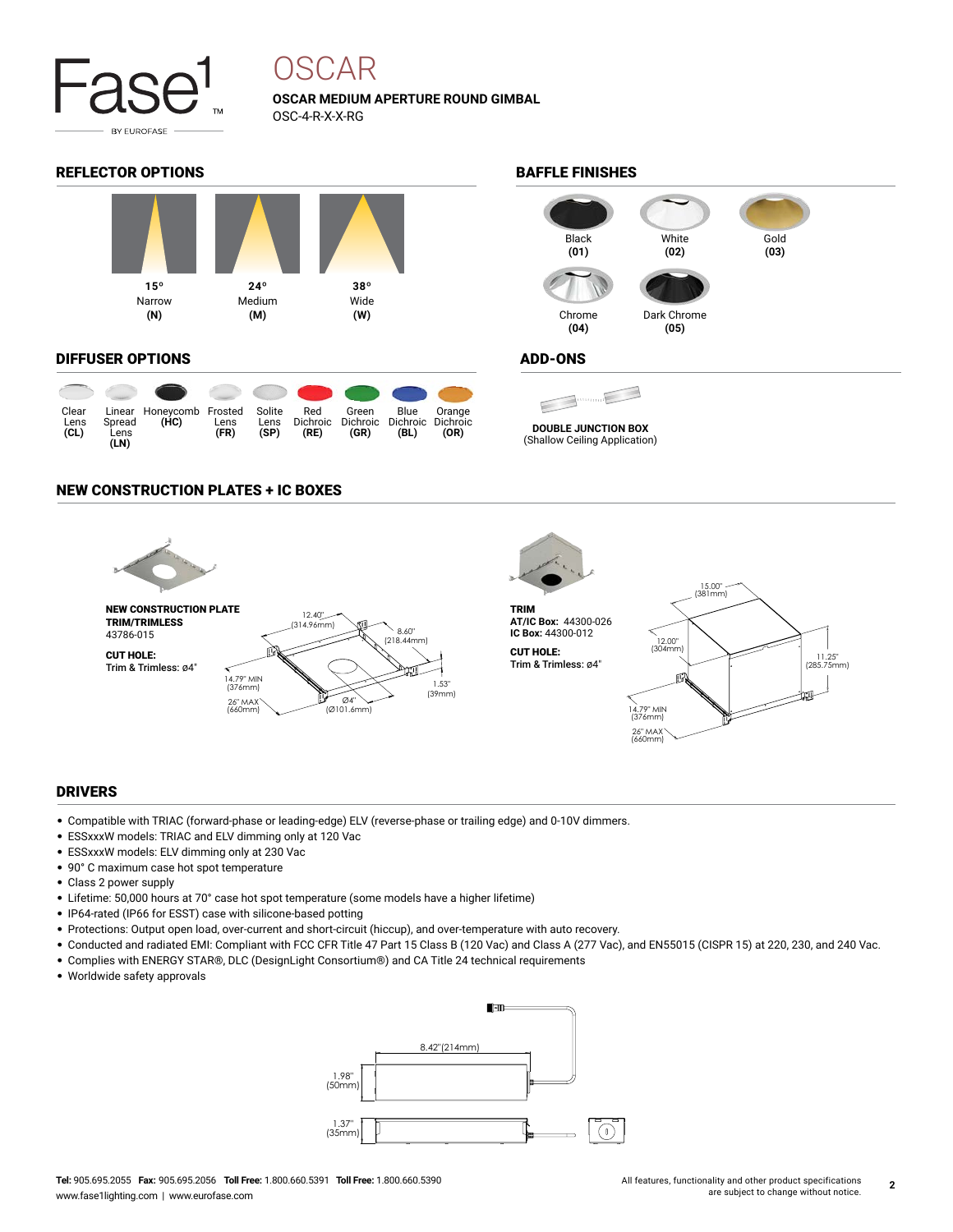Fase1 BY EUROFASE

# OSCAR

**OSCAR MEDIUM APERTURE ROUND GIMBAL**

OSC-4-R-X-X-RG

## REFLECTOR OPTIONS

| 15° Narrow (N) | 24° Medium (M) | 38° Wide (W) |
|---|---|---|

## BAFFLE FINISHES

- Black **(01)**
- White **(02)**
- Gold **(03)**
- Chrome **(04)**
- Dark Chrome **(05)**

## DIFFUSER OPTIONS

- Clear Lens **(CL)**
- Linear Spread Lens **(LN)**
- Honeycomb **(HC)**
- Frosted Lens **(FR)**
- Solite Lens **(SP)**
- Red Dichroic **(RE)**
- Green Dichroic **(GR)**
- Blue Dichroic **(BL)**
- Orange Dichroic **(OR)**

## ADD-ONS

**DOUBLE JUNCTION BOX**
(Shallow Ceiling Application)

## NEW CONSTRUCTION PLATES + IC BOXES

**NEW CONSTRUCTION PLATE**
**TRIM/TRIMLESS**
43786-015

**CUT HOLE:**
Trim & Trimless: ø4"

12.40" (314.96mm)
8.60" (218.44mm)
1.53" (39mm)
14.79" MIN (376mm)
26" MAX (660mm)
Ø4" (Ø101.6mm)

**TRIM**
**AT/IC Box:** 44300-026
**IC Box:** 44300-012

**CUT HOLE:**
Trim & Trimless: ø4"

15.00" (381mm)
12.00" (304mm)
11.25" (285.75mm)
14.79" MIN (376mm)
26" MAX (660mm)

## DRIVERS

- Compatible with TRIAC (forward-phase or leading-edge) ELV (reverse-phase or trailing edge) and 0-10V dimmers.
- ESSxxxW models: TRIAC and ELV dimming only at 120 Vac
- ESSxxxW models: ELV dimming only at 230 Vac
- 90° C maximum case hot spot temperature
- Class 2 power supply
- Lifetime: 50,000 hours at 70° case hot spot temperature (some models have a higher lifetime)
- IP64-rated (IP66 for ESST) case with silicone-based potting
- Protections: Output open load, over-current and short-circuit (hiccup), and over-temperature with auto recovery.
- Conducted and radiated EMI: Compliant with FCC CFR Title 47 Part 15 Class B (120 Vac) and Class A (277 Vac), and EN55015 (CISPR 15) at 220, 230, and 240 Vac.
- Complies with ENERGY STAR®, DLC (DesignLight Consortium®) and CA Title 24 technical requirements
- Worldwide safety approvals

8.42"(214mm)
1.98" (50mm)
1.37" (35mm)

**Tel:** 905.695.2055 **Fax:** 905.695.2056 **Toll Free:** 1.800.660.5391 **Toll Free:** 1.800.660.5390
www.fase1lighting.com | www.eurofase.com

All features, functionality and other product specifications are subject to change without notice.